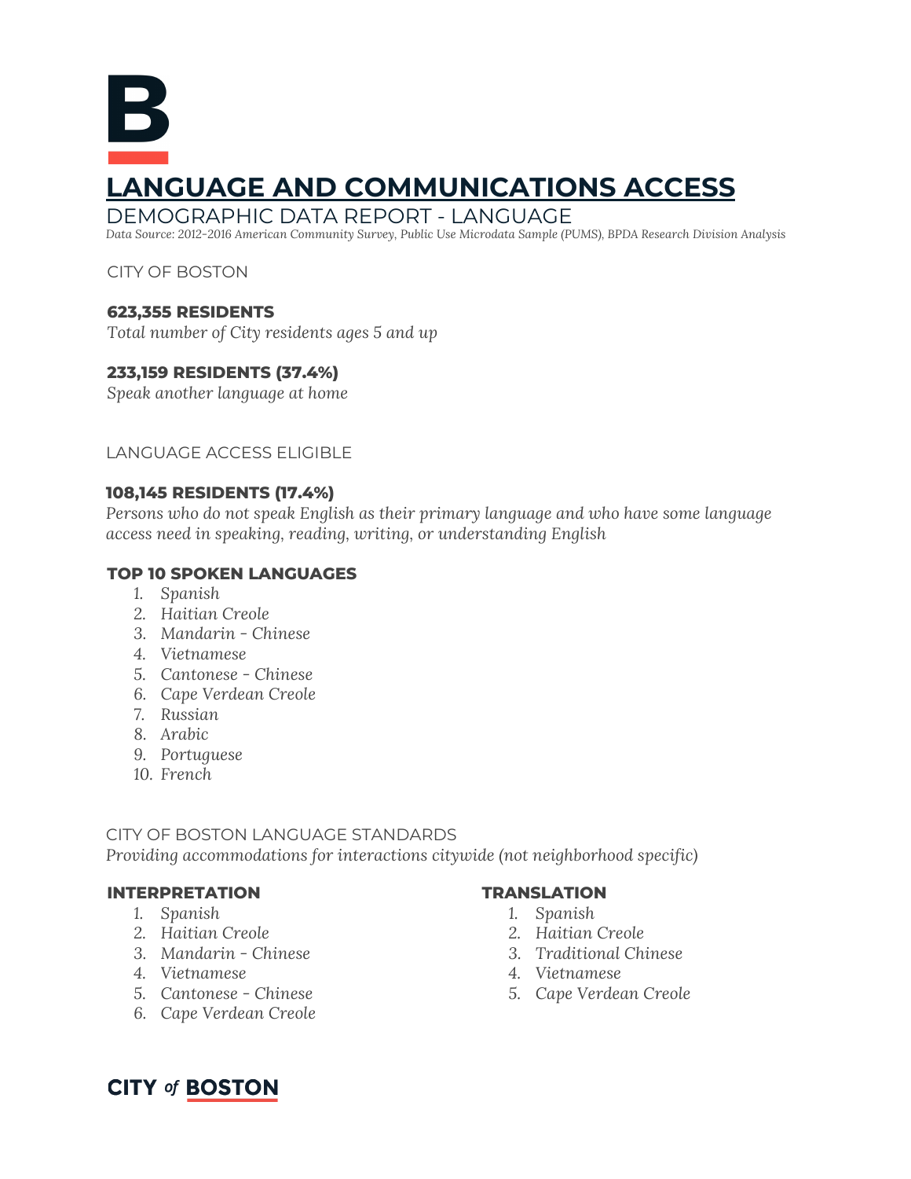# B

# LANGUAGE AND COMMUNICATIONS ACCESS

## DEMOGRAPHIC DATA REPORT - LANGUAGE

*Data Source: 2012-2016 American Community Survey, Public Use Microdata Sample (PUMS), BPDA Research Division Analysis*

CITY OF BOSTON

**623,355 RESIDENTS**
*Total number of City residents ages 5 and up*

**233,159 RESIDENTS (37.4%)**
*Speak another language at home*

LANGUAGE ACCESS ELIGIBLE

**108,145 RESIDENTS (17.4%)**
*Persons who do not speak English as their primary language and who have some language access need in speaking, reading, writing, or understanding English*

**TOP 10 SPOKEN LANGUAGES**

1. *Spanish*
2. *Haitian Creole*
3. *Mandarin - Chinese*
4. *Vietnamese*
5. *Cantonese - Chinese*
6. *Cape Verdean Creole*
7. *Russian*
8. *Arabic*
9. *Portuguese*
10. *French*

CITY OF BOSTON LANGUAGE STANDARDS
*Providing accommodations for interactions citywide (not neighborhood specific)*

**INTERPRETATION**

1. *Spanish*
2. *Haitian Creole*
3. *Mandarin - Chinese*
4. *Vietnamese*
5. *Cantonese - Chinese*
6. *Cape Verdean Creole*

**TRANSLATION**

1. *Spanish*
2. *Haitian Creole*
3. *Traditional Chinese*
4. *Vietnamese*
5. *Cape Verdean Creole*

**CITY of BOSTON**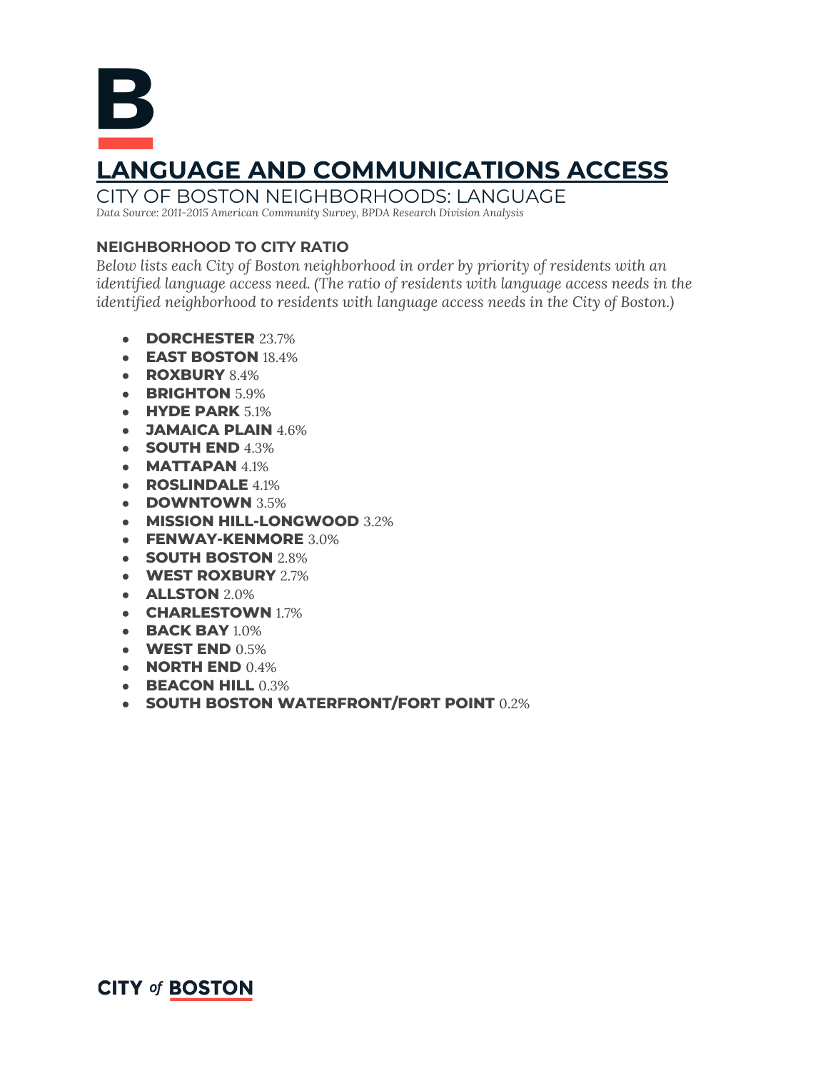# B

## LANGUAGE AND COMMUNICATIONS ACCESS

### CITY OF BOSTON NEIGHBORHOODS: LANGUAGE

*Data Source: 2011-2015 American Community Survey, BPDA Research Division Analysis*

#### NEIGHBORHOOD TO CITY RATIO

*Below lists each City of Boston neighborhood in order by priority of residents with an identified language access need. (The ratio of residents with language access needs in the identified neighborhood to residents with language access needs in the City of Boston.)*

- **DORCHESTER** 23.7%
- **EAST BOSTON** 18.4%
- **ROXBURY** 8.4%
- **BRIGHTON** 5.9%
- **HYDE PARK** 5.1%
- **JAMAICA PLAIN** 4.6%
- **SOUTH END** 4.3%
- **MATTAPAN** 4.1%
- **ROSLINDALE** 4.1%
- **DOWNTOWN** 3.5%
- **MISSION HILL-LONGWOOD** 3.2%
- **FENWAY-KENMORE** 3.0%
- **SOUTH BOSTON** 2.8%
- **WEST ROXBURY** 2.7%
- **ALLSTON** 2.0%
- **CHARLESTOWN** 1.7%
- **BACK BAY** 1.0%
- **WEST END** 0.5%
- **NORTH END** 0.4%
- **BEACON HILL** 0.3%
- **SOUTH BOSTON WATERFRONT/FORT POINT** 0.2%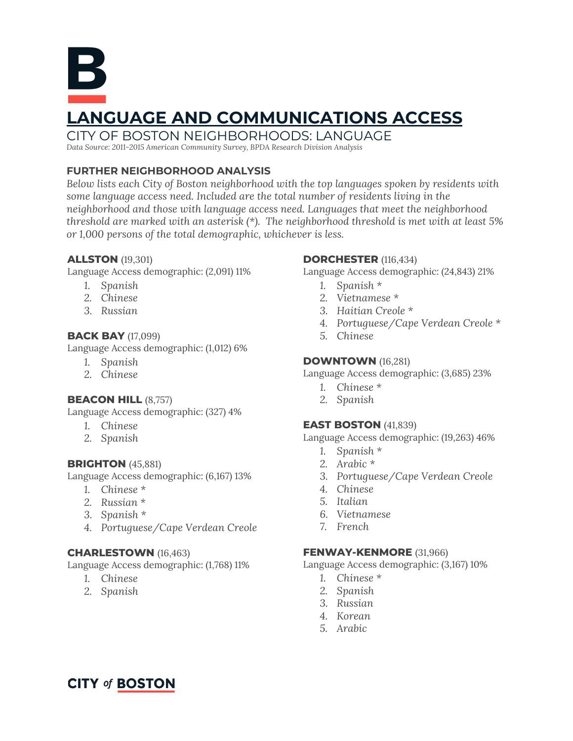# LANGUAGE AND COMMUNICATIONS ACCESS

## CITY OF BOSTON NEIGHBORHOODS: LANGUAGE

*Data Source: 2011-2015 American Community Survey, BPDA Research Division Analysis*

### FURTHER NEIGHBORHOOD ANALYSIS

*Below lists each City of Boston neighborhood with the top languages spoken by residents with some language access need. Included are the total number of residents living in the neighborhood and those with language access need. Languages that meet the neighborhood threshold are marked with an asterisk (*). The neighborhood threshold is met with at least 5% or 1,000 persons of the total demographic, whichever is less.*

**ALLSTON** (19,301)
Language Access demographic: (2,091) 11%

1. *Spanish*
2. *Chinese*
3. *Russian*

**BACK BAY** (17,099)
Language Access demographic: (1,012) 6%

1. *Spanish*
2. *Chinese*

**BEACON HILL** (8,757)
Language Access demographic: (327) 4%

1. *Chinese*
2. *Spanish*

**BRIGHTON** (45,881)
Language Access demographic: (6,167) 13%

1. *Chinese **
2. *Russian **
3. *Spanish **
4. *Portuguese/Cape Verdean Creole*

**CHARLESTOWN** (16,463)
Language Access demographic: (1,768) 11%

1. *Chinese*
2. *Spanish*

**DORCHESTER** (116,434)
Language Access demographic: (24,843) 21%

1. *Spanish **
2. *Vietnamese **
3. *Haitian Creole **
4. *Portuguese/Cape Verdean Creole **
5. *Chinese*

**DOWNTOWN** (16,281)
Language Access demographic: (3,685) 23%

1. *Chinese **
2. *Spanish*

**EAST BOSTON** (41,839)
Language Access demographic: (19,263) 46%

1. *Spanish **
2. *Arabic **
3. *Portuguese/Cape Verdean Creole*
4. *Chinese*
5. *Italian*
6. *Vietnamese*
7. *French*

**FENWAY-KENMORE** (31,966)
Language Access demographic: (3,167) 10%

1. *Chinese **
2. *Spanish*
3. *Russian*
4. *Korean*
5. *Arabic*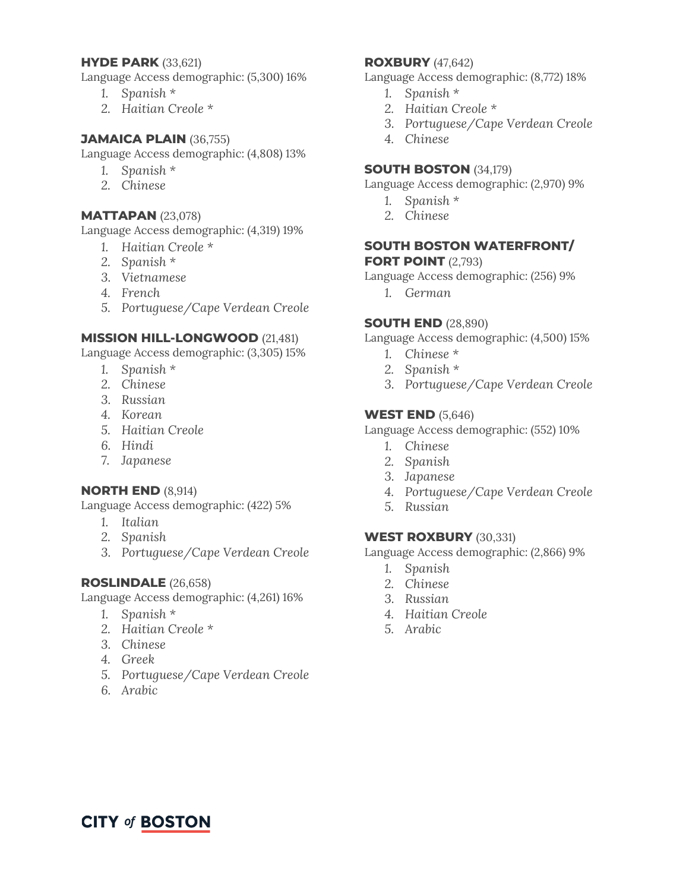**HYDE PARK** (33,621)

Language Access demographic: (5,300) 16%

1. *Spanish **
2. *Haitian Creole **

**JAMAICA PLAIN** (36,755)

Language Access demographic: (4,808) 13%

1. *Spanish **
2. *Chinese*

**MATTAPAN** (23,078)

Language Access demographic: (4,319) 19%

1. *Haitian Creole **
2. *Spanish **
3. *Vietnamese*
4. *French*
5. *Portuguese/Cape Verdean Creole*

**MISSION HILL-LONGWOOD** (21,481)

Language Access demographic: (3,305) 15%

1. *Spanish **
2. *Chinese*
3. *Russian*
4. *Korean*
5. *Haitian Creole*
6. *Hindi*
7. *Japanese*

**NORTH END** (8,914)

Language Access demographic: (422) 5%

1. *Italian*
2. *Spanish*
3. *Portuguese/Cape Verdean Creole*

**ROSLINDALE** (26,658)

Language Access demographic: (4,261) 16%

1. *Spanish **
2. *Haitian Creole **
3. *Chinese*
4. *Greek*
5. *Portuguese/Cape Verdean Creole*
6. *Arabic*

**ROXBURY** (47,642)

Language Access demographic: (8,772) 18%

1. *Spanish **
2. *Haitian Creole **
3. *Portuguese/Cape Verdean Creole*
4. *Chinese*

**SOUTH BOSTON** (34,179)

Language Access demographic: (2,970) 9%

1. *Spanish **
2. *Chinese*

**SOUTH BOSTON WATERFRONT/ FORT POINT** (2,793)

Language Access demographic: (256) 9%

1. *German*

**SOUTH END** (28,890)

Language Access demographic: (4,500) 15%

1. *Chinese **
2. *Spanish **
3. *Portuguese/Cape Verdean Creole*

**WEST END** (5,646)

Language Access demographic: (552) 10%

1. *Chinese*
2. *Spanish*
3. *Japanese*
4. *Portuguese/Cape Verdean Creole*
5. *Russian*

**WEST ROXBURY** (30,331)

Language Access demographic: (2,866) 9%

1. *Spanish*
2. *Chinese*
3. *Russian*
4. *Haitian Creole*
5. *Arabic*